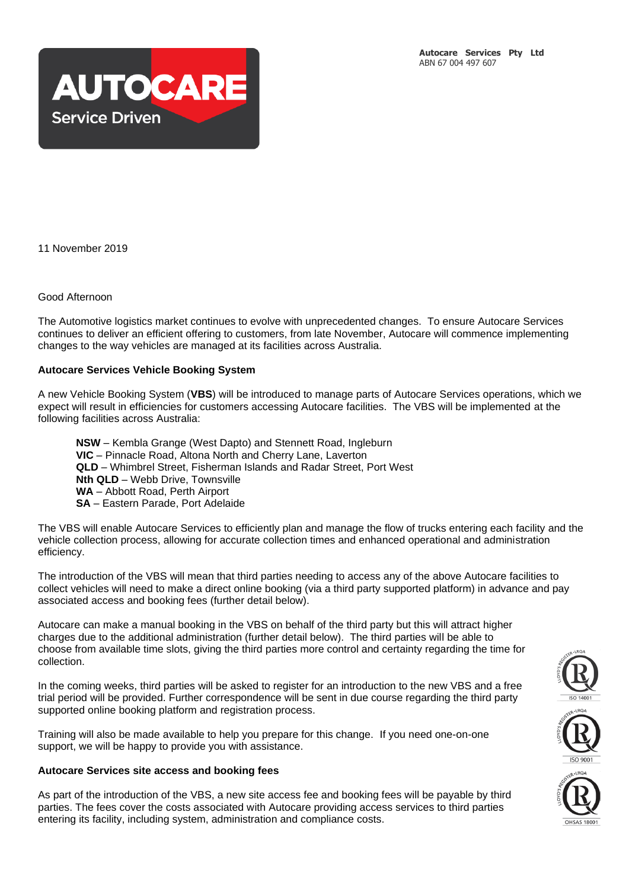**Autocare Services Pty Ltd**
ABN 67 004 497 607

11 November 2019

Good Afternoon

The Automotive logistics market continues to evolve with unprecedented changes. To ensure Autocare Services continues to deliver an efficient offering to customers, from late November, Autocare will commence implementing changes to the way vehicles are managed at its facilities across Australia.

**Autocare Services Vehicle Booking System**

A new Vehicle Booking System (**VBS**) will be introduced to manage parts of Autocare Services operations, which we expect will result in efficiencies for customers accessing Autocare facilities. The VBS will be implemented at the following facilities across Australia:

**NSW** – Kembla Grange (West Dapto) and Stennett Road, Ingleburn
**VIC** – Pinnacle Road, Altona North and Cherry Lane, Laverton
**QLD** – Whimbrel Street, Fisherman Islands and Radar Street, Port West
**Nth QLD** – Webb Drive, Townsville
**WA** – Abbott Road, Perth Airport
**SA** – Eastern Parade, Port Adelaide

The VBS will enable Autocare Services to efficiently plan and manage the flow of trucks entering each facility and the vehicle collection process, allowing for accurate collection times and enhanced operational and administration efficiency.

The introduction of the VBS will mean that third parties needing to access any of the above Autocare facilities to collect vehicles will need to make a direct online booking (via a third party supported platform) in advance and pay associated access and booking fees (further detail below).

Autocare can make a manual booking in the VBS on behalf of the third party but this will attract higher charges due to the additional administration (further detail below). The third parties will be able to choose from available time slots, giving the third parties more control and certainty regarding the time for collection.

In the coming weeks, third parties will be asked to register for an introduction to the new VBS and a free trial period will be provided. Further correspondence will be sent in due course regarding the third party supported online booking platform and registration process.

Training will also be made available to help you prepare for this change. If you need one-on-one support, we will be happy to provide you with assistance.

**Autocare Services site access and booking fees**

As part of the introduction of the VBS, a new site access fee and booking fees will be payable by third parties. The fees cover the costs associated with Autocare providing access services to third parties entering its facility, including system, administration and compliance costs.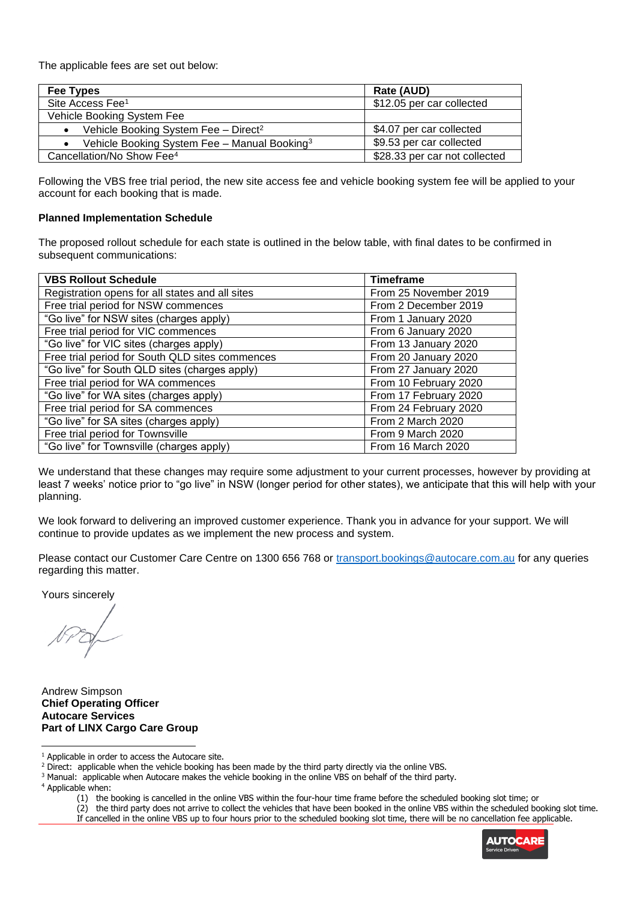The applicable fees are set out below:

| Fee Types | Rate (AUD) |
|---|---|
| Site Access Fee[1] | $12.05 per car collected |
| Vehicle Booking System Fee | |
| • Vehicle Booking System Fee – Direct[2] | $4.07 per car collected |
| • Vehicle Booking System Fee – Manual Booking[3] | $9.53 per car collected |
| Cancellation/No Show Fee[4] | $28.33 per car not collected |

Following the VBS free trial period, the new site access fee and vehicle booking system fee will be applied to your account for each booking that is made.

**Planned Implementation Schedule**

The proposed rollout schedule for each state is outlined in the below table, with final dates to be confirmed in subsequent communications:

| VBS Rollout Schedule | Timeframe |
|---|---|
| Registration opens for all states and all sites | From 25 November 2019 |
| Free trial period for NSW commences | From 2 December 2019 |
| "Go live" for NSW sites (charges apply) | From 1 January 2020 |
| Free trial period for VIC commences | From 6 January 2020 |
| "Go live" for VIC sites (charges apply) | From 13 January 2020 |
| Free trial period for South QLD sites commences | From 20 January 2020 |
| "Go live" for South QLD sites (charges apply) | From 27 January 2020 |
| Free trial period for WA commences | From 10 February 2020 |
| "Go live" for WA sites (charges apply) | From 17 February 2020 |
| Free trial period for SA commences | From 24 February 2020 |
| "Go live" for SA sites (charges apply) | From 2 March 2020 |
| Free trial period for Townsville | From 9 March 2020 |
| "Go live" for Townsville (charges apply) | From 16 March 2020 |

We understand that these changes may require some adjustment to your current processes, however by providing at least 7 weeks' notice prior to "go live" in NSW (longer period for other states), we anticipate that this will help with your planning.

We look forward to delivering an improved customer experience. Thank you in advance for your support. We will continue to provide updates as we implement the new process and system.

Please contact our Customer Care Centre on 1300 656 768 or transport.bookings@autocare.com.au for any queries regarding this matter.

Yours sincerely

Andrew Simpson
**Chief Operating Officer**
**Autocare Services**
**Part of LINX Cargo Care Group**

[1] Applicable in order to access the Autocare site.

[2] Direct: applicable when the vehicle booking has been made by the third party directly via the online VBS.

[3] Manual: applicable when Autocare makes the vehicle booking in the online VBS on behalf of the third party.

[4] Applicable when:

(1) the booking is cancelled in the online VBS within the four-hour time frame before the scheduled booking slot time; or
(2) the third party does not arrive to collect the vehicles that have been booked in the online VBS within the scheduled booking slot time.

If cancelled in the online VBS up to four hours prior to the scheduled booking slot time, there will be no cancellation fee applicable.